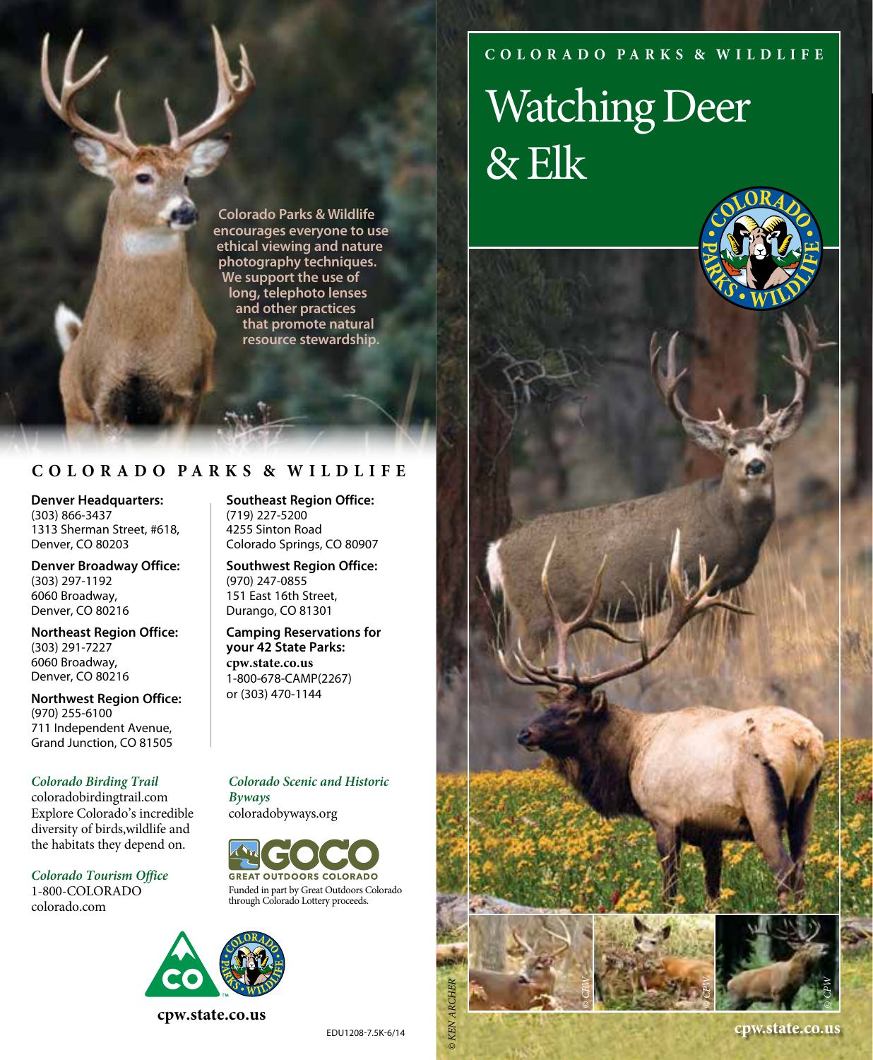# Watching Deer & Elk

COLORADO PARKS & WILDLIFE

Colorado Parks & Wildlife encourages everyone to use ethical viewing and nature photography techniques. We support the use of long, telephoto lenses and other practices that promote natural resource stewardship.

## COLORADO PARKS & WILDLIFE

**Denver Headquarters:**
(303) 866-3437
1313 Sherman Street, #618,
Denver, CO 80203

**Denver Broadway Office:**
(303) 297-1192
6060 Broadway,
Denver, CO 80216

**Northeast Region Office:**
(303) 291-7227
6060 Broadway,
Denver, CO 80216

**Northwest Region Office:**
(970) 255-6100
711 Independent Avenue,
Grand Junction, CO 81505

**Southeast Region Office:**
(719) 227-5200
4255 Sinton Road
Colorado Springs, CO 80907

**Southwest Region Office:**
(970) 247-0855
151 East 16th Street,
Durango, CO 81301

**Camping Reservations for your 42 State Parks:**
**cpw.state.co.us**
1-800-678-CAMP(2267)
or (303) 470-1144

*Colorado Birding Trail*
coloradobirdingtrail.com
Explore Colorado's incredible diversity of birds,wildlife and the habitats they depend on.

*Colorado Tourism Office*
1-800-COLORADO
colorado.com

*Colorado Scenic and Historic Byways*
coloradobyways.org

GOCO GREAT OUTDOORS COLORADO

Funded in part by Great Outdoors Colorado through Colorado Lottery proceeds.

**cpw.state.co.us**

EDU1208-7.5K-6/14

© KEN ARCHER © CPW © CPW © CPW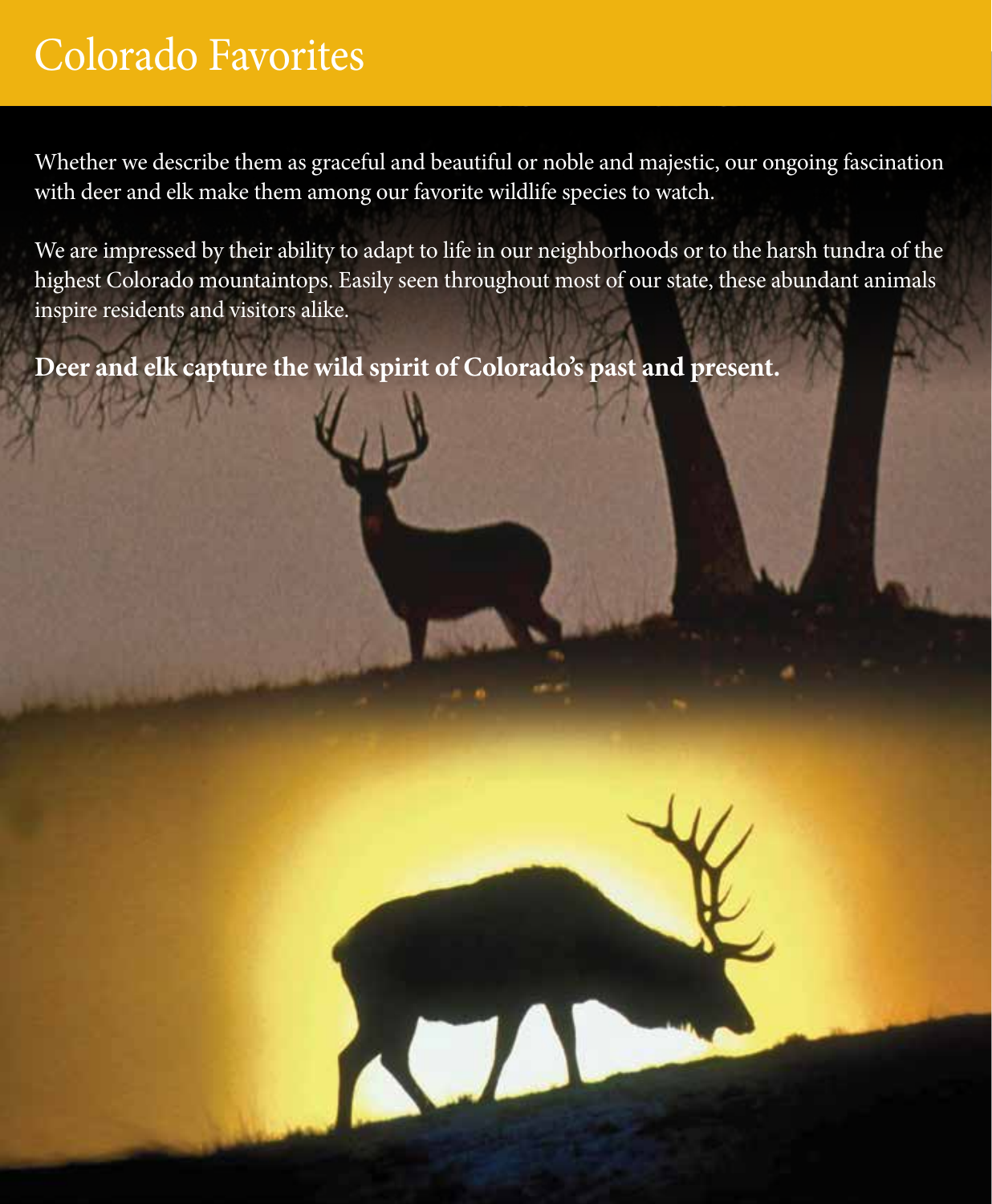# Colorado Favorites

Whether we describe them as graceful and beautiful or noble and majestic, our ongoing fascination with deer and elk make them among our favorite wildlife species to watch.

We are impressed by their ability to adapt to life in our neighborhoods or to the harsh tundra of the highest Colorado mountaintops. Easily seen throughout most of our state, these abundant animals inspire residents and visitors alike.

**Deer and elk capture the wild spirit of Colorado's past and present.**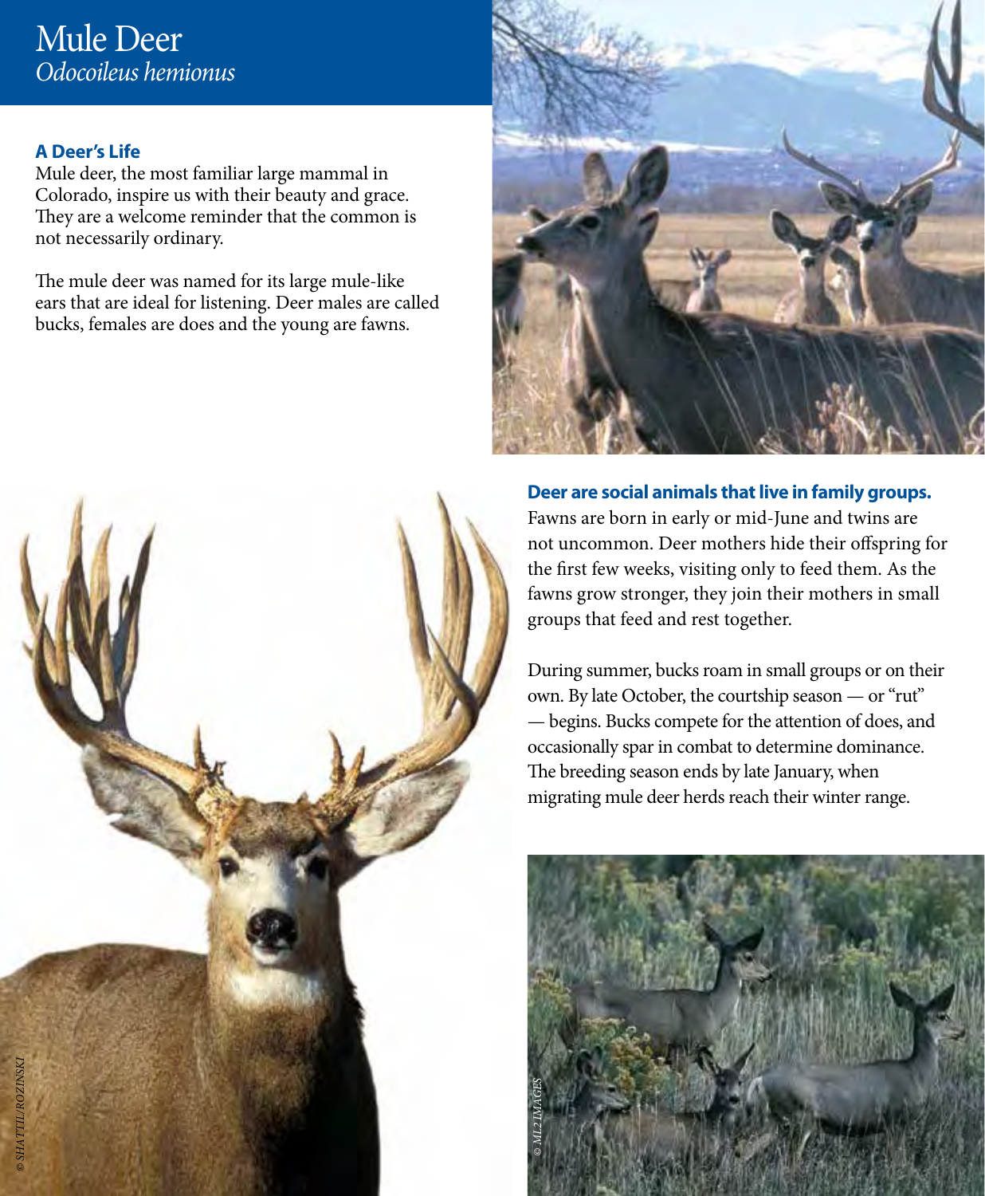# Mule Deer

*Odocoileus hemionus*

### A Deer's Life

Mule deer, the most familiar large mammal in Colorado, inspire us with their beauty and grace. They are a welcome reminder that the common is not necessarily ordinary.

The mule deer was named for its large mule-like ears that are ideal for listening. Deer males are called bucks, females are does and the young are fawns.

### Deer are social animals that live in family groups.

Fawns are born in early or mid-June and twins are not uncommon. Deer mothers hide their offspring for the first few weeks, visiting only to feed them. As the fawns grow stronger, they join their mothers in small groups that feed and rest together.

During summer, bucks roam in small groups or on their own. By late October, the courtship season — or "rut" — begins. Bucks compete for the attention of does, and occasionally spar in combat to determine dominance. The breeding season ends by late January, when migrating mule deer herds reach their winter range.

© SHATTIL/ROZINSKI

© ML2 IMAGES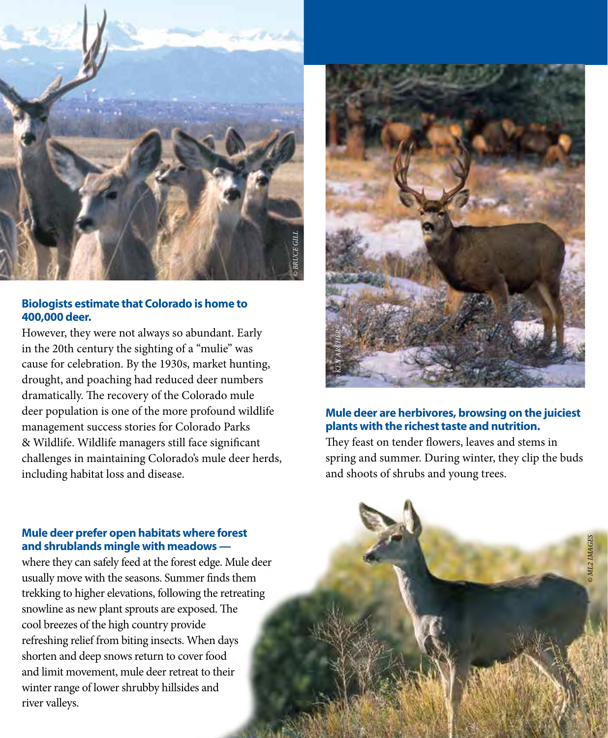**Biologists estimate that Colorado is home to 400,000 deer.**

However, they were not always so abundant. Early in the 20th century the sighting of a "mulie" was cause for celebration. By the 1930s, market hunting, drought, and poaching had reduced deer numbers dramatically. The recovery of the Colorado mule deer population is one of the more profound wildlife management success stories for Colorado Parks & Wildlife. Wildlife managers still face significant challenges in maintaining Colorado's mule deer herds, including habitat loss and disease.

**Mule deer prefer open habitats where forest and shrublands mingle with meadows —**

where they can safely feed at the forest edge. Mule deer usually move with the seasons. Summer finds them trekking to higher elevations, following the retreating snowline as new plant sprouts are exposed. The cool breezes of the high country provide refreshing relief from biting insects. When days shorten and deep snows return to cover food and limit movement, mule deer retreat to their winter range of lower shrubby hillsides and river valleys.

**Mule deer are herbivores, browsing on the juiciest plants with the richest taste and nutrition.**

They feast on tender flowers, leaves and stems in spring and summer. During winter, they clip the buds and shoots of shrubs and young trees.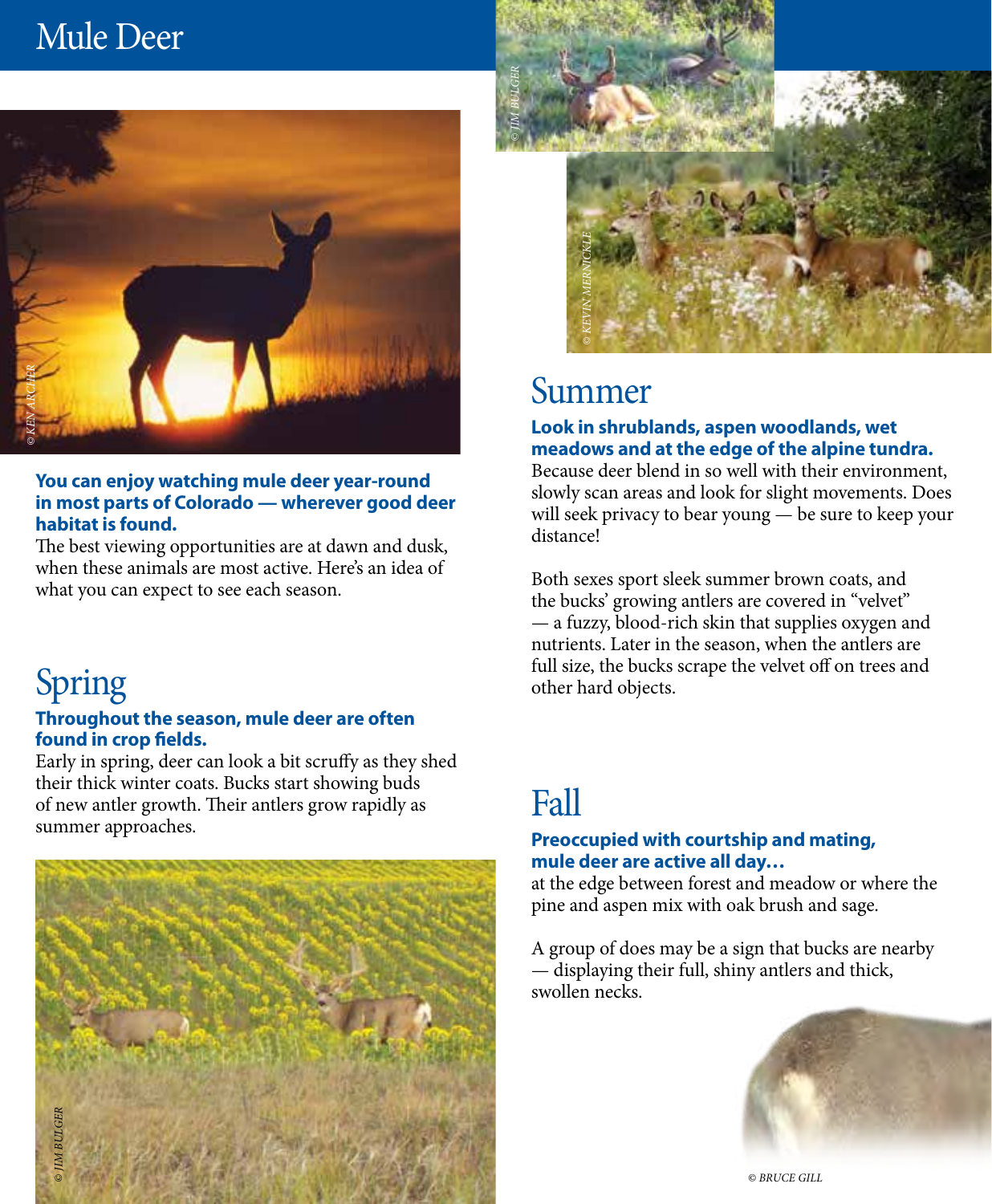# Mule Deer

**You can enjoy watching mule deer year-round in most parts of Colorado — wherever good deer habitat is found.**

The best viewing opportunities are at dawn and dusk, when these animals are most active. Here's an idea of what you can expect to see each season.

## Spring

**Throughout the season, mule deer are often found in crop fields.**

Early in spring, deer can look a bit scruffy as they shed their thick winter coats. Bucks start showing buds of new antler growth. Their antlers grow rapidly as summer approaches.

## Summer

**Look in shrublands, aspen woodlands, wet meadows and at the edge of the alpine tundra.**

Because deer blend in so well with their environment, slowly scan areas and look for slight movements. Does will seek privacy to bear young — be sure to keep your distance!

Both sexes sport sleek summer brown coats, and the bucks' growing antlers are covered in "velvet" — a fuzzy, blood-rich skin that supplies oxygen and nutrients. Later in the season, when the antlers are full size, the bucks scrape the velvet off on trees and other hard objects.

## Fall

**Preoccupied with courtship and mating, mule deer are active all day…**

at the edge between forest and meadow or where the pine and aspen mix with oak brush and sage.

A group of does may be a sign that bucks are nearby — displaying their full, shiny antlers and thick, swollen necks.

© KEN ARCHER

© JIM BULGER

© KEVIN MERNICKLE

© JIM BULGER

© BRUCE GILL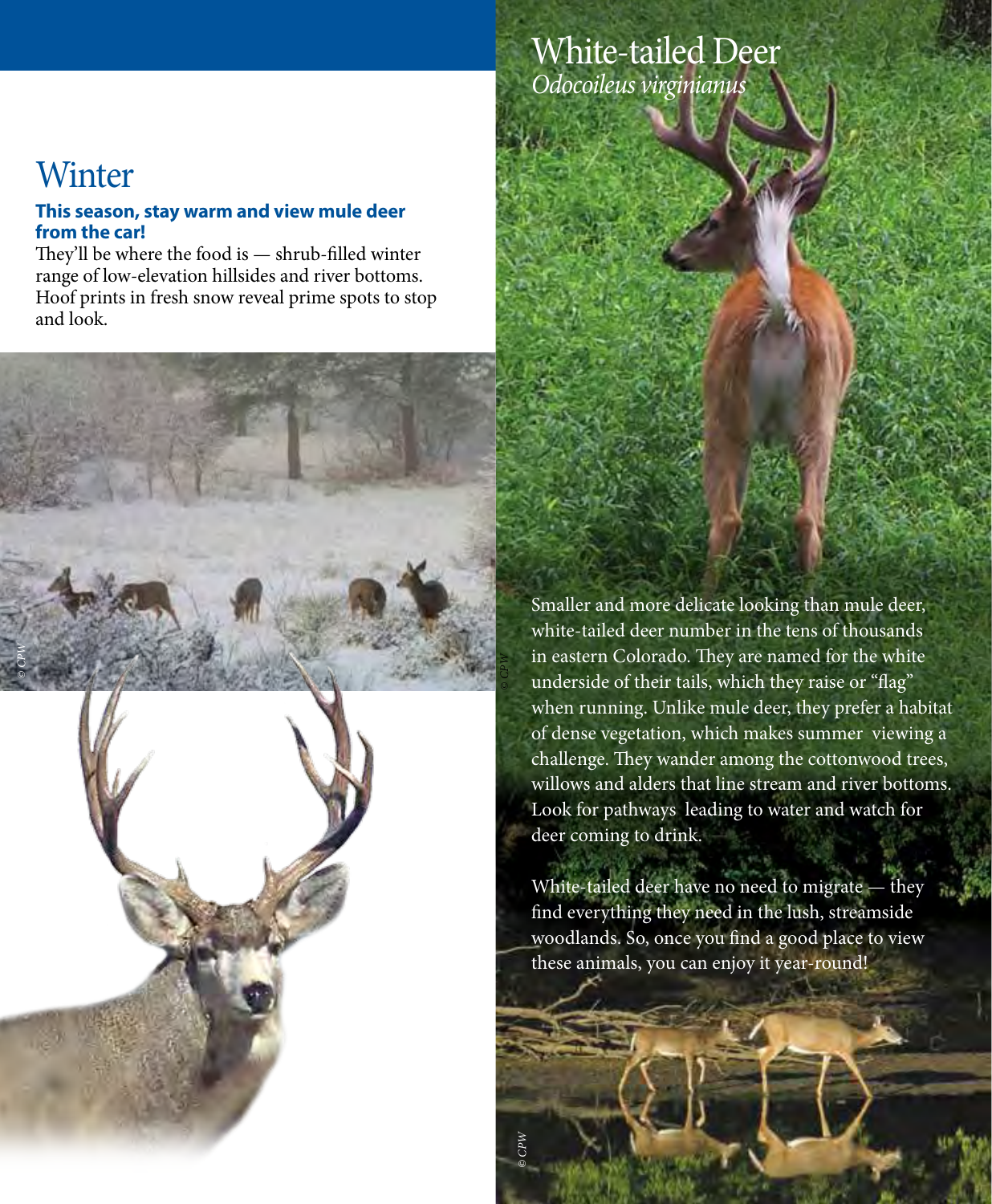## Winter

**This season, stay warm and view mule deer from the car!**

They'll be where the food is — shrub-filled winter range of low-elevation hillsides and river bottoms. Hoof prints in fresh snow reveal prime spots to stop and look.

© CPW

## White-tailed Deer

*Odocoileus virginianus*

© CPW

Smaller and more delicate looking than mule deer, white-tailed deer number in the tens of thousands in eastern Colorado. They are named for the white underside of their tails, which they raise or "flag" when running. Unlike mule deer, they prefer a habitat of dense vegetation, which makes summer viewing a challenge. They wander among the cottonwood trees, willows and alders that line stream and river bottoms. Look for pathways leading to water and watch for deer coming to drink.

White-tailed deer have no need to migrate — they find everything they need in the lush, streamside woodlands. So, once you find a good place to view these animals, you can enjoy it year-round!

© CPW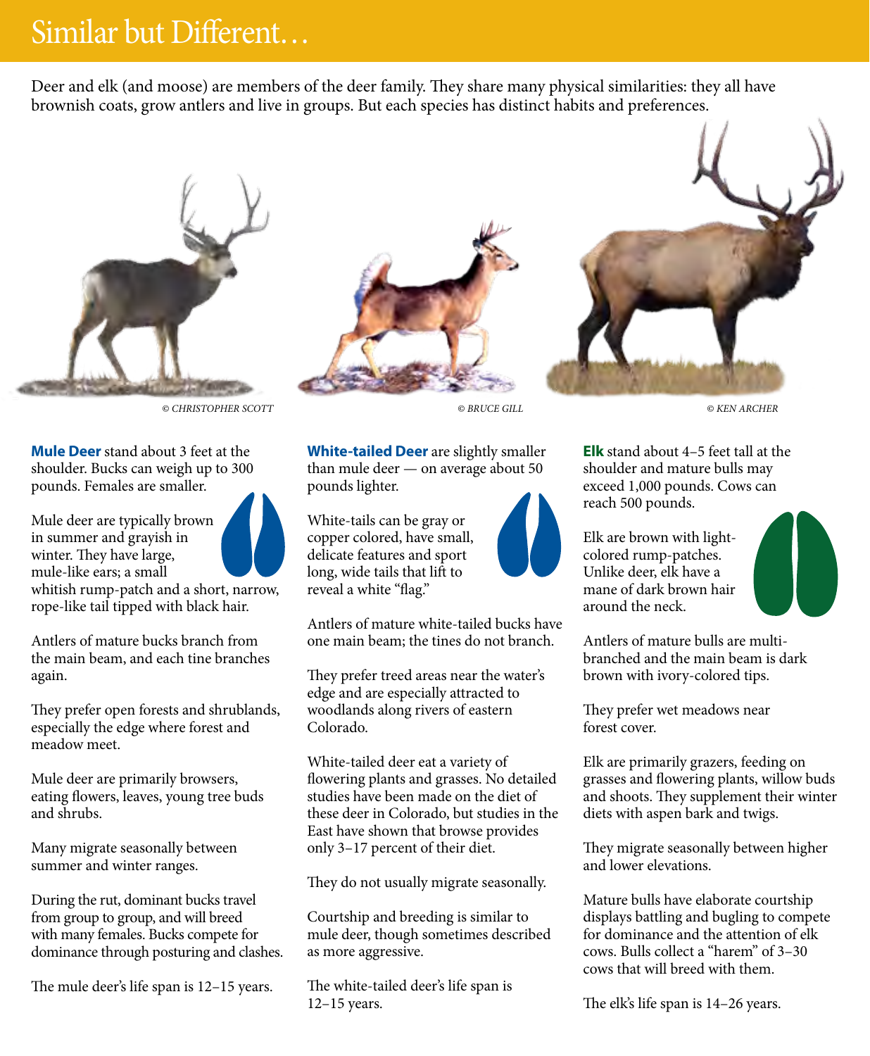# Similar but Different…

Deer and elk (and moose) are members of the deer family. They share many physical similarities: they all have brownish coats, grow antlers and live in groups. But each species has distinct habits and preferences.

*© CHRISTOPHER SCOTT*

*© BRUCE GILL*

*© KEN ARCHER*

**Mule Deer** stand about 3 feet at the shoulder. Bucks can weigh up to 300 pounds. Females are smaller.

Mule deer are typically brown in summer and grayish in winter. They have large, mule-like ears; a small whitish rump-patch and a short, narrow, rope-like tail tipped with black hair.

Antlers of mature bucks branch from the main beam, and each tine branches again.

They prefer open forests and shrublands, especially the edge where forest and meadow meet.

Mule deer are primarily browsers, eating flowers, leaves, young tree buds and shrubs.

Many migrate seasonally between summer and winter ranges.

During the rut, dominant bucks travel from group to group, and will breed with many females. Bucks compete for dominance through posturing and clashes.

The mule deer's life span is 12–15 years.

**White-tailed Deer** are slightly smaller than mule deer — on average about 50 pounds lighter.

White-tails can be gray or copper colored, have small, delicate features and sport long, wide tails that lift to reveal a white "flag."

Antlers of mature white-tailed bucks have one main beam; the tines do not branch.

They prefer treed areas near the water's edge and are especially attracted to woodlands along rivers of eastern Colorado.

White-tailed deer eat a variety of flowering plants and grasses. No detailed studies have been made on the diet of these deer in Colorado, but studies in the East have shown that browse provides only 3–17 percent of their diet.

They do not usually migrate seasonally.

Courtship and breeding is similar to mule deer, though sometimes described as more aggressive.

The white-tailed deer's life span is 12–15 years.

**Elk** stand about 4–5 feet tall at the shoulder and mature bulls may exceed 1,000 pounds. Cows can reach 500 pounds.

Elk are brown with light-colored rump-patches. Unlike deer, elk have a mane of dark brown hair around the neck.

Antlers of mature bulls are multi-branched and the main beam is dark brown with ivory-colored tips.

They prefer wet meadows near forest cover.

Elk are primarily grazers, feeding on grasses and flowering plants, willow buds and shoots. They supplement their winter diets with aspen bark and twigs.

They migrate seasonally between higher and lower elevations.

Mature bulls have elaborate courtship displays battling and bugling to compete for dominance and the attention of elk cows. Bulls collect a "harem" of 3–30 cows that will breed with them.

The elk's life span is 14–26 years.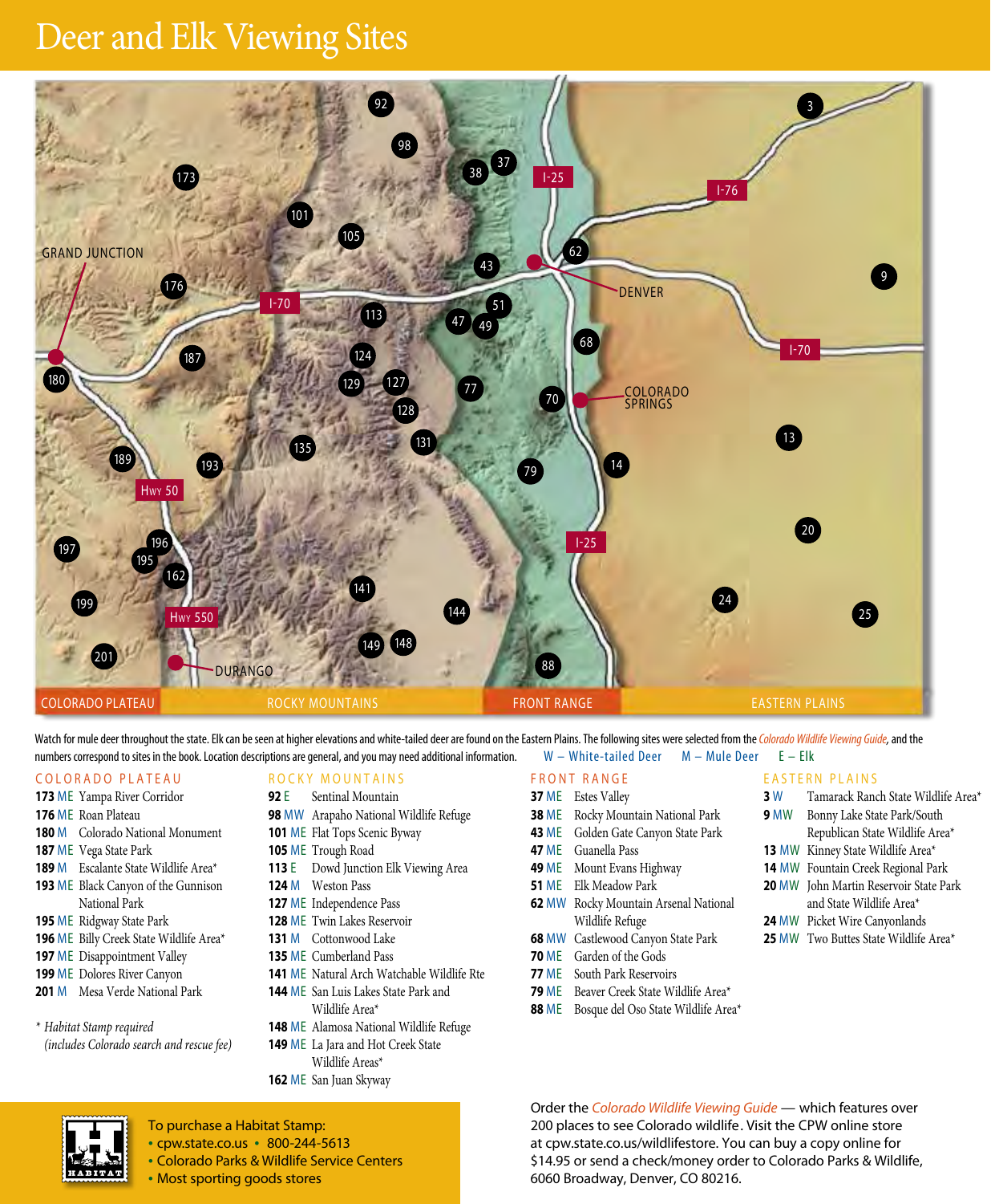# Deer and Elk Viewing Sites

Watch for mule deer throughout the state. Elk can be seen at higher elevations and white-tailed deer are found on the Eastern Plains. The following sites were selected from the *Colorado Wildlife Viewing Guide*, and the numbers correspond to sites in the book. Location descriptions are general, and you may need additional information. W – White-tailed Deer M – Mule Deer E – Elk

## COLORADO PLATEAU

- **173** ME Yampa River Corridor
- **176** ME Roan Plateau
- **180** M Colorado National Monument
- **187** ME Vega State Park
- **189** M Escalante State Wildlife Area*
- **193** ME Black Canyon of the Gunnison National Park
- **195** ME Ridgway State Park
- **196** ME Billy Creek State Wildlife Area*
- **197** ME Disappointment Valley
- **199** ME Dolores River Canyon
- **201** M Mesa Verde National Park

*\* Habitat Stamp required (includes Colorado search and rescue fee)*

## ROCKY MOUNTAINS

- **92** E Sentinal Mountain
- **98** MW Arapaho National Wildlife Refuge
- **101** ME Flat Tops Scenic Byway
- **105** ME Trough Road
- **113** E Dowd Junction Elk Viewing Area
- **124** M Weston Pass
- **127** ME Independence Pass
- **128** ME Twin Lakes Reservoir
- **131** M Cottonwood Lake
- **135** ME Cumberland Pass
- **141** ME Natural Arch Watchable Wildlife Rte
- **144** ME San Luis Lakes State Park and Wildlife Area*
- **148** ME Alamosa National Wildlife Refuge
- **149** ME La Jara and Hot Creek State Wildlife Areas*
- **162** ME San Juan Skyway

## FRONT RANGE

- **37** ME Estes Valley
- **38** ME Rocky Mountain National Park
- **43** ME Golden Gate Canyon State Park
- **47** ME Guanella Pass
- **49** ME Mount Evans Highway
- **51** ME Elk Meadow Park
- **62** MW Rocky Mountain Arsenal National Wildlife Refuge
- **68** MW Castlewood Canyon State Park
- **70** ME Garden of the Gods
- **77** ME South Park Reservoirs
- **79** ME Beaver Creek State Wildlife Area*
- **88** ME Bosque del Oso State Wildlife Area*

## EASTERN PLAINS

- **3** W Tamarack Ranch State Wildlife Area*
- **9** MW Bonny Lake State Park/South Republican State Wildlife Area*
- **13** MW Kinney State Wildlife Area*
- **14** MW Fountain Creek Regional Park
- **20** MW John Martin Reservoir State Park and State Wildlife Area*
- **24** MW Picket Wire Canyonlands
- **25** MW Two Buttes State Wildlife Area*

To purchase a Habitat Stamp:
- cpw.state.co.us • 800-244-5613
- Colorado Parks & Wildlife Service Centers
- Most sporting goods stores

Order the *Colorado Wildlife Viewing Guide* — which features over 200 places to see Colorado wildlife. Visit the CPW online store at cpw.state.co.us/wildlifestore. You can buy a copy online for $14.95 or send a check/money order to Colorado Parks & Wildlife, 6060 Broadway, Denver, CO 80216.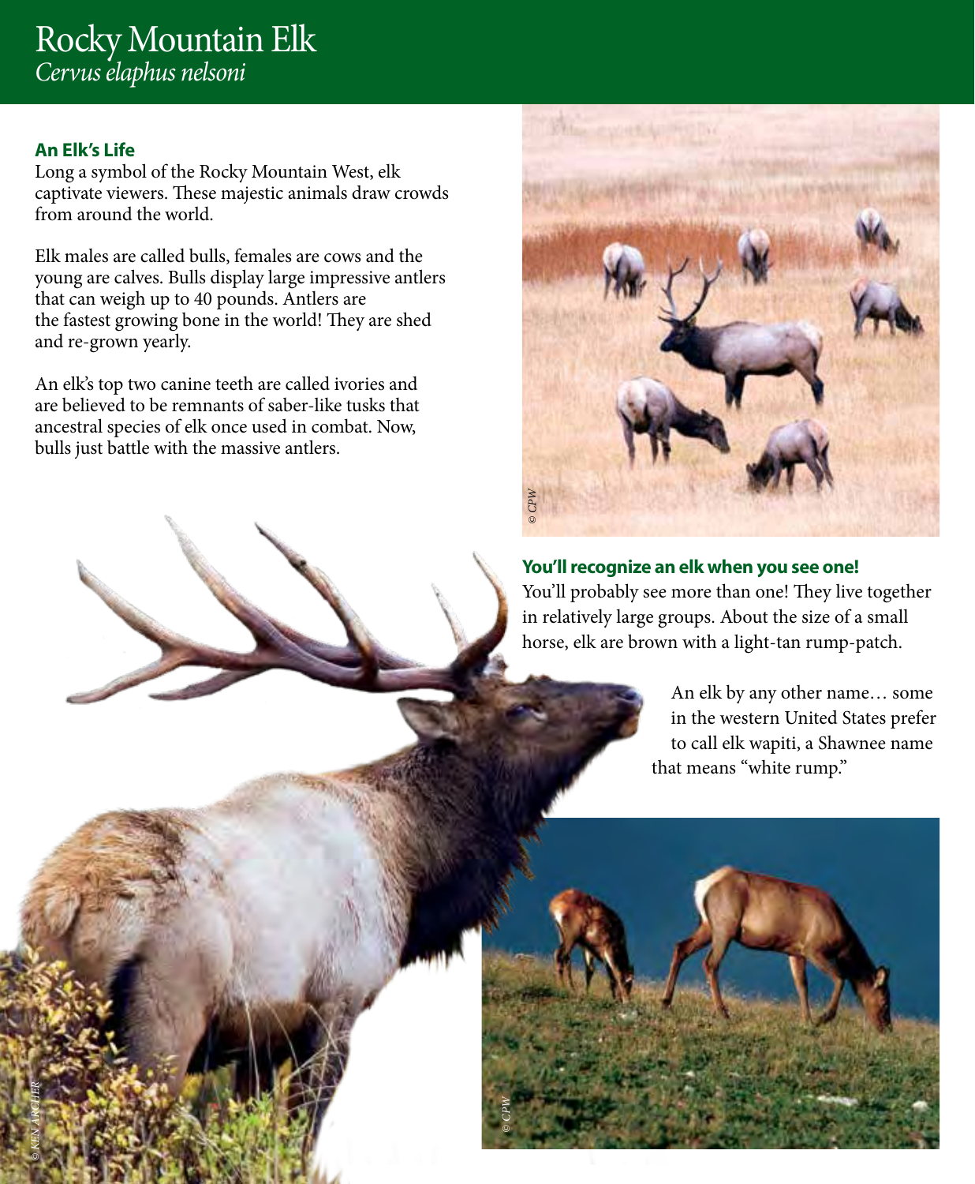# Rocky Mountain Elk
*Cervus elaphus nelsoni*

**An Elk's Life**

Long a symbol of the Rocky Mountain West, elk captivate viewers. These majestic animals draw crowds from around the world.

Elk males are called bulls, females are cows and the young are calves. Bulls display large impressive antlers that can weigh up to 40 pounds. Antlers are the fastest growing bone in the world! They are shed and re-grown yearly.

An elk's top two canine teeth are called ivories and are believed to be remnants of saber-like tusks that ancestral species of elk once used in combat. Now, bulls just battle with the massive antlers.

© CPW

**You'll recognize an elk when you see one!**

You'll probably see more than one! They live together in relatively large groups. About the size of a small horse, elk are brown with a light-tan rump-patch.

An elk by any other name… some in the western United States prefer to call elk wapiti, a Shawnee name that means "white rump."

© KEN ARCHER

© CPW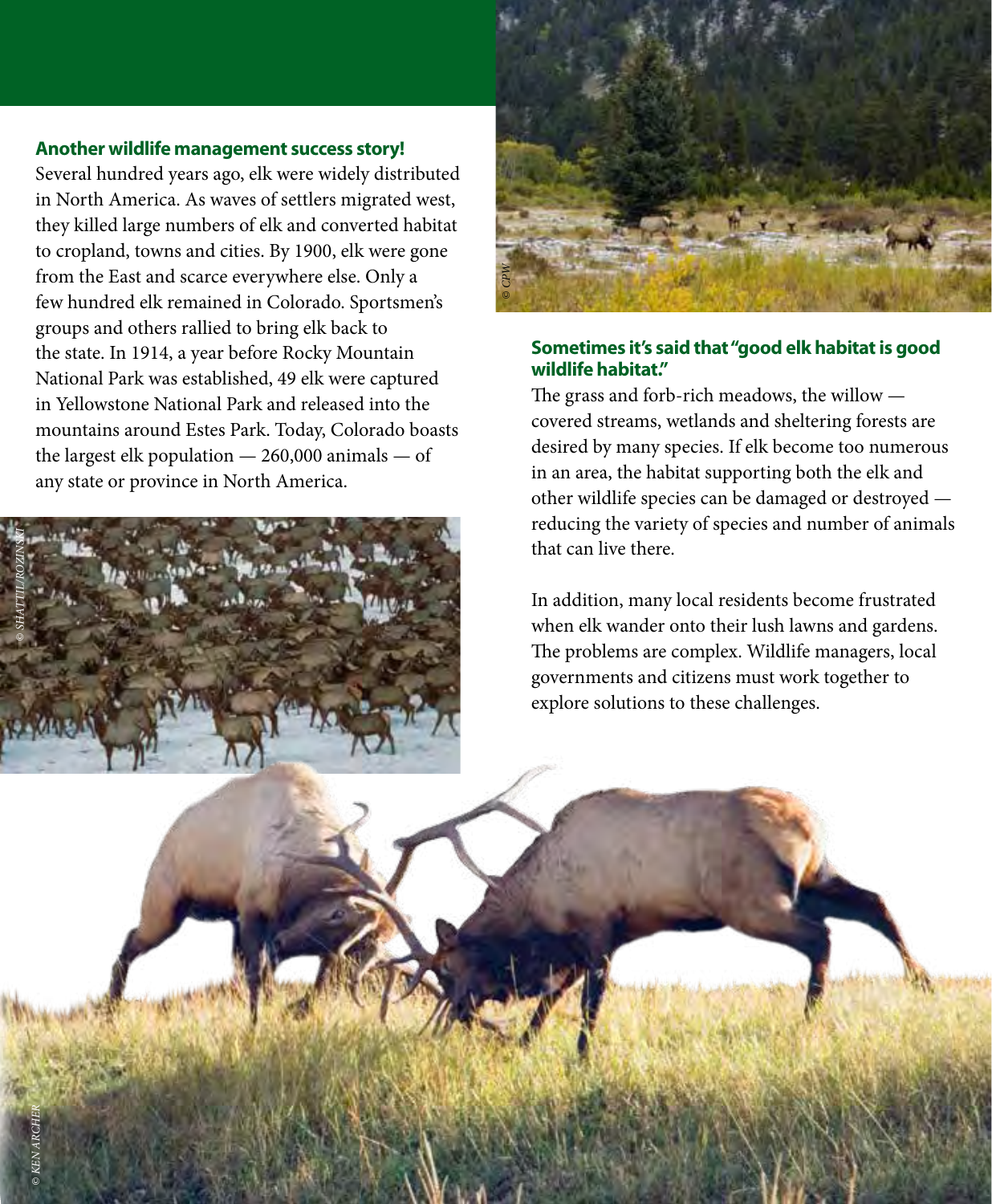### Another wildlife management success story!

Several hundred years ago, elk were widely distributed in North America. As waves of settlers migrated west, they killed large numbers of elk and converted habitat to cropland, towns and cities. By 1900, elk were gone from the East and scarce everywhere else. Only a few hundred elk remained in Colorado. Sportsmen's groups and others rallied to bring elk back to the state. In 1914, a year before Rocky Mountain National Park was established, 49 elk were captured in Yellowstone National Park and released into the mountains around Estes Park. Today, Colorado boasts the largest elk population — 260,000 animals — of any state or province in North America.

© SHATTIL/ROZINSKI

© CPW

### Sometimes it's said that "good elk habitat is good wildlife habitat."

The grass and forb-rich meadows, the willow — covered streams, wetlands and sheltering forests are desired by many species. If elk become too numerous in an area, the habitat supporting both the elk and other wildlife species can be damaged or destroyed — reducing the variety of species and number of animals that can live there.

In addition, many local residents become frustrated when elk wander onto their lush lawns and gardens. The problems are complex. Wildlife managers, local governments and citizens must work together to explore solutions to these challenges.

© KEN ARCHER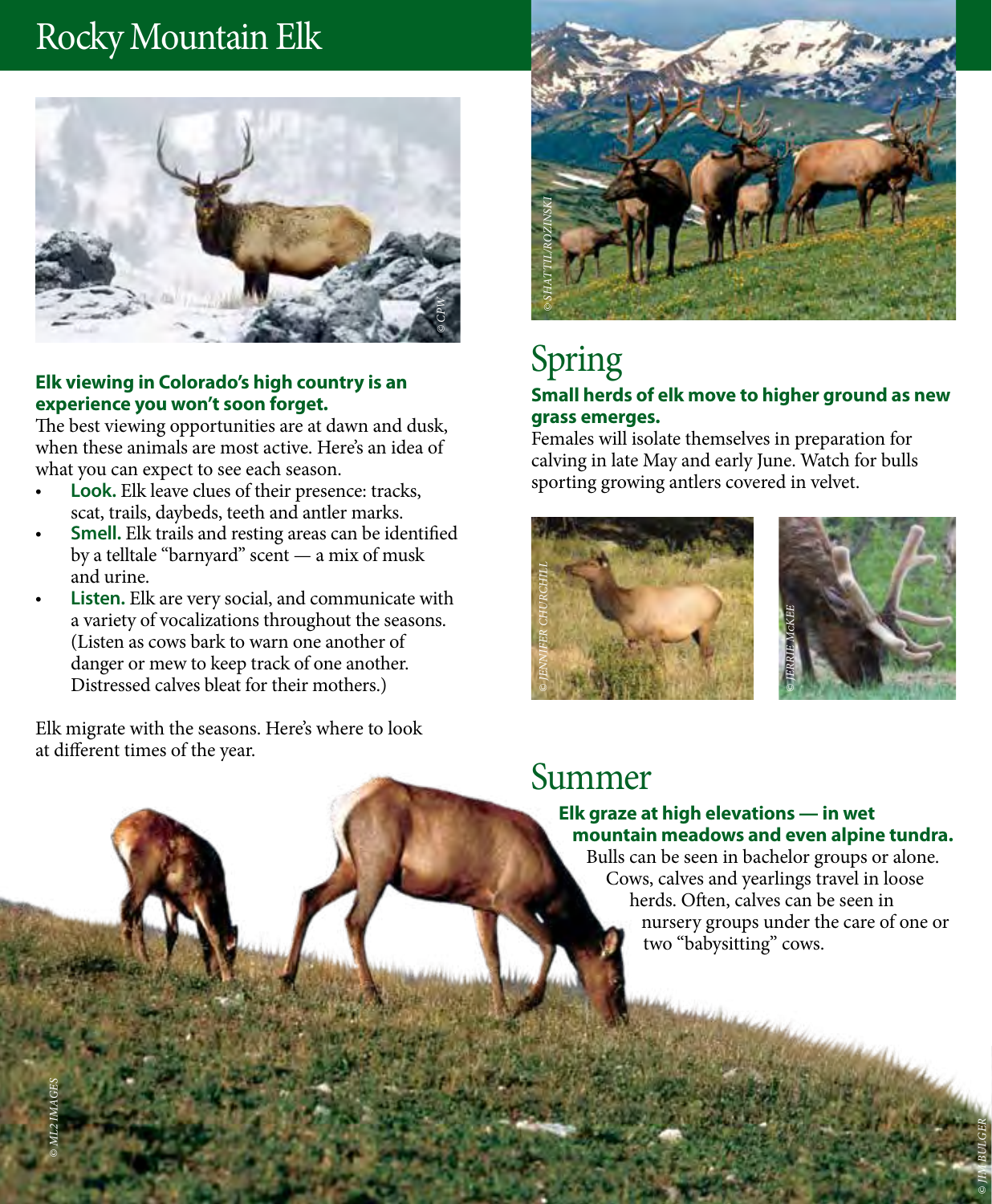# Rocky Mountain Elk

**Elk viewing in Colorado's high country is an experience you won't soon forget.**

The best viewing opportunities are at dawn and dusk, when these animals are most active. Here's an idea of what you can expect to see each season.

- **Look.** Elk leave clues of their presence: tracks, scat, trails, daybeds, teeth and antler marks.
- **Smell.** Elk trails and resting areas can be identified by a telltale "barnyard" scent — a mix of musk and urine.
- **Listen.** Elk are very social, and communicate with a variety of vocalizations throughout the seasons. (Listen as cows bark to warn one another of danger or mew to keep track of one another. Distressed calves bleat for their mothers.)

Elk migrate with the seasons. Here's where to look at different times of the year.

## Spring

**Small herds of elk move to higher ground as new grass emerges.**

Females will isolate themselves in preparation for calving in late May and early June. Watch for bulls sporting growing antlers covered in velvet.

## Summer

**Elk graze at high elevations — in wet mountain meadows and even alpine tundra.**

Bulls can be seen in bachelor groups or alone. Cows, calves and yearlings travel in loose herds. Often, calves can be seen in nursery groups under the care of one or two "babysitting" cows.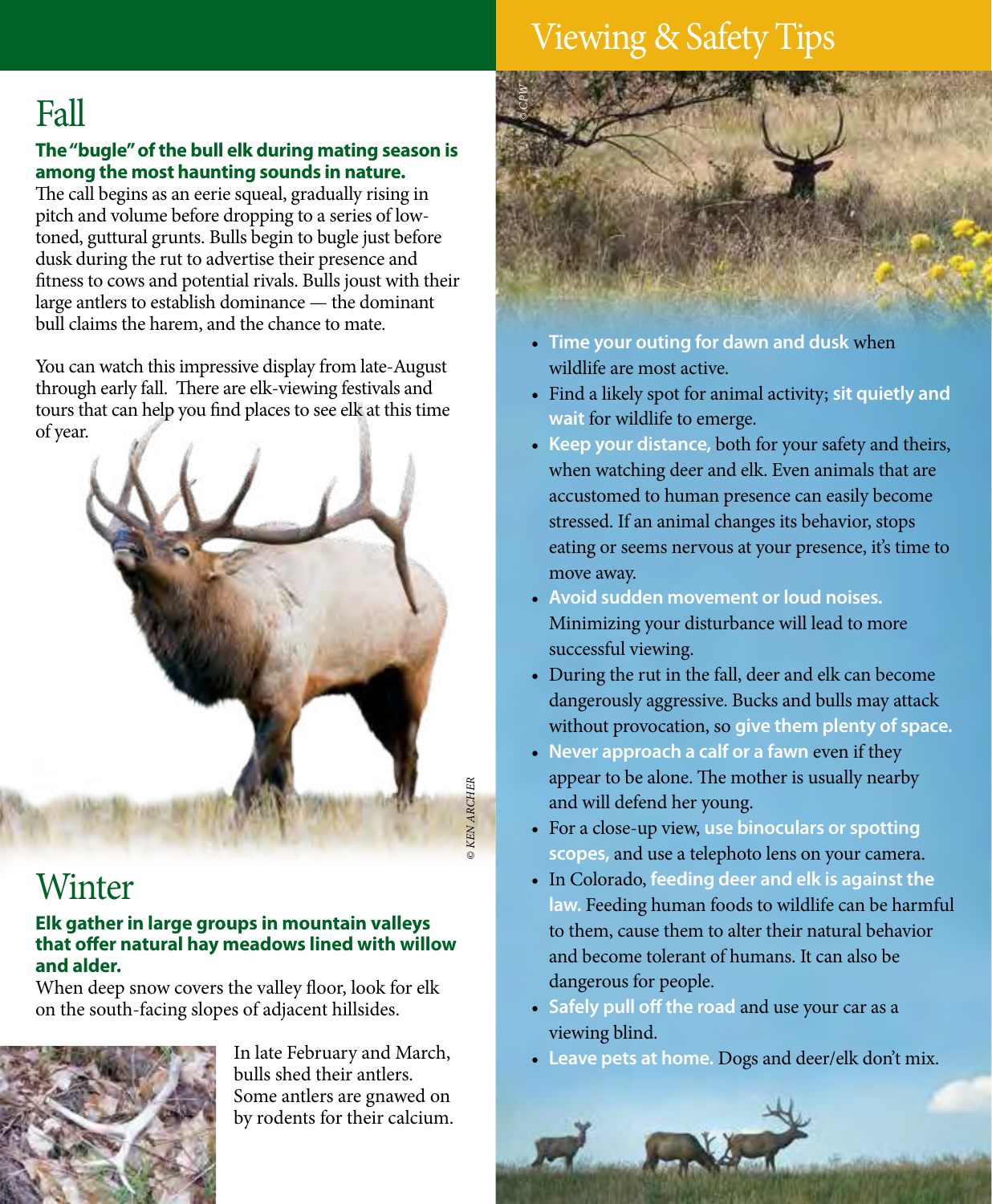## Fall

**The "bugle" of the bull elk during mating season is among the most haunting sounds in nature.**

The call begins as an eerie squeal, gradually rising in pitch and volume before dropping to a series of low-toned, guttural grunts. Bulls begin to bugle just before dusk during the rut to advertise their presence and fitness to cows and potential rivals. Bulls joust with their large antlers to establish dominance — the dominant bull claims the harem, and the chance to mate.

You can watch this impressive display from late-August through early fall. There are elk-viewing festivals and tours that can help you find places to see elk at this time of year.

© KEN ARCHER

## Winter

**Elk gather in large groups in mountain valleys that offer natural hay meadows lined with willow and alder.**

When deep snow covers the valley floor, look for elk on the south-facing slopes of adjacent hillsides.

In late February and March, bulls shed their antlers. Some antlers are gnawed on by rodents for their calcium.

# Viewing & Safety Tips

© CPW

- **Time your outing for dawn and dusk** when wildlife are most active.
- Find a likely spot for animal activity; **sit quietly and wait** for wildlife to emerge.
- **Keep your distance,** both for your safety and theirs, when watching deer and elk. Even animals that are accustomed to human presence can easily become stressed. If an animal changes its behavior, stops eating or seems nervous at your presence, it's time to move away.
- **Avoid sudden movement or loud noises.** Minimizing your disturbance will lead to more successful viewing.
- During the rut in the fall, deer and elk can become dangerously aggressive. Bucks and bulls may attack without provocation, so **give them plenty of space.**
- **Never approach a calf or a fawn** even if they appear to be alone. The mother is usually nearby and will defend her young.
- For a close-up view, **use binoculars or spotting scopes,** and use a telephoto lens on your camera.
- In Colorado, **feeding deer and elk is against the law.** Feeding human foods to wildlife can be harmful to them, cause them to alter their natural behavior and become tolerant of humans. It can also be dangerous for people.
- **Safely pull off the road** and use your car as a viewing blind.
- **Leave pets at home.** Dogs and deer/elk don't mix.